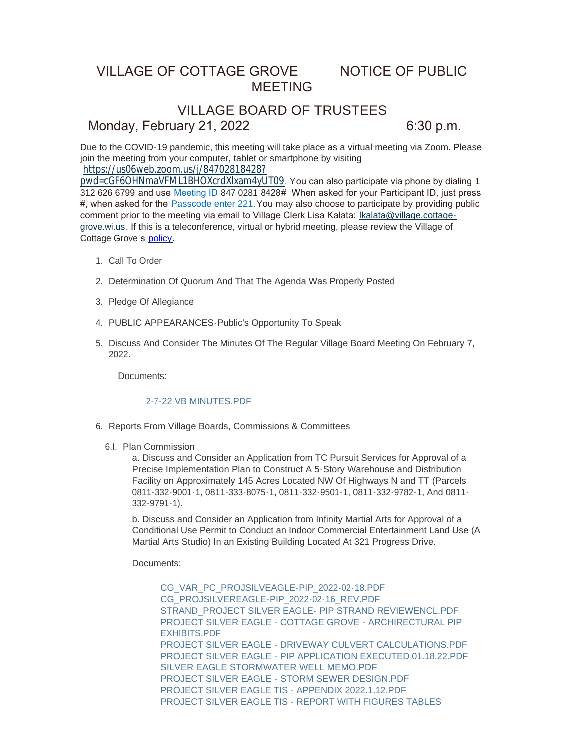# VILLAGE OF COTTAGE GROVE NOTICE OF PUBLIC MEETING

## VILLAGE BOARD OF TRUSTEES

## Monday, February 21, 2022 6:30 p.m.

Due to the COVID-19 pandemic, this meeting will take place as a virtual meeting via Zoom. Please join the meeting from your computer, tablet or smartphone by visiting https://us06web.zoom.us/j/84702818428?pwd=cGF6OHNmaVFML1BHOXcrdXlxam4yUT09. You can also participate via phone by dialing 1 312 626 6799 and use Meeting ID 847 0281 8428# When asked for your Participant ID, just press #, when asked for the Passcode enter 221. You may also choose to participate by providing public comment prior to the meeting via email to Village Clerk Lisa Kalata: lkalata@village.cottage-grove.wi.us. If this is a teleconference, virtual or hybrid meeting, please review the Village of Cottage Grove's policy.

1. Call To Order
2. Determination Of Quorum And That The Agenda Was Properly Posted
3. Pledge Of Allegiance
4. PUBLIC APPEARANCES-Public's Opportunity To Speak
5. Discuss And Consider The Minutes Of The Regular Village Board Meeting On February 7, 2022.

   Documents:

   2-7-22 VB MINUTES.PDF

6. Reports From Village Boards, Commissions & Committees

   6.I. Plan Commission

   a. Discuss and Consider an Application from TC Pursuit Services for Approval of a Precise Implementation Plan to Construct A 5-Story Warehouse and Distribution Facility on Approximately 145 Acres Located NW Of Highways N and TT (Parcels 0811-332-9001-1, 0811-333-8075-1, 0811-332-9501-1, 0811-332-9782-1, And 0811-332-9791-1).

   b. Discuss and Consider an Application from Infinity Martial Arts for Approval of a Conditional Use Permit to Conduct an Indoor Commercial Entertainment Land Use (A Martial Arts Studio) In an Existing Building Located At 321 Progress Drive.

   Documents:

   CG_VAR_PC_PROJSILVEAGLE-PIP_2022-02-18.PDF
   CG_PROJSILVEREAGLE-PIP_2022-02-16_REV.PDF
   STRAND_PROJECT SILVER EAGLE- PIP STRAND REVIEWENCL.PDF
   PROJECT SILVER EAGLE - COTTAGE GROVE - ARCHIRECTURAL PIP EXHIBITS.PDF
   PROJECT SILVER EAGLE - DRIVEWAY CULVERT CALCULATIONS.PDF
   PROJECT SILVER EAGLE - PIP APPLICATION EXECUTED 01.18.22.PDF
   SILVER EAGLE STORMWATER WELL MEMO.PDF
   PROJECT SILVER EAGLE - STORM SEWER DESIGN.PDF
   PROJECT SILVER EAGLE TIS - APPENDIX 2022.1.12.PDF
   PROJECT SILVER EAGLE TIS - REPORT WITH FIGURES TABLES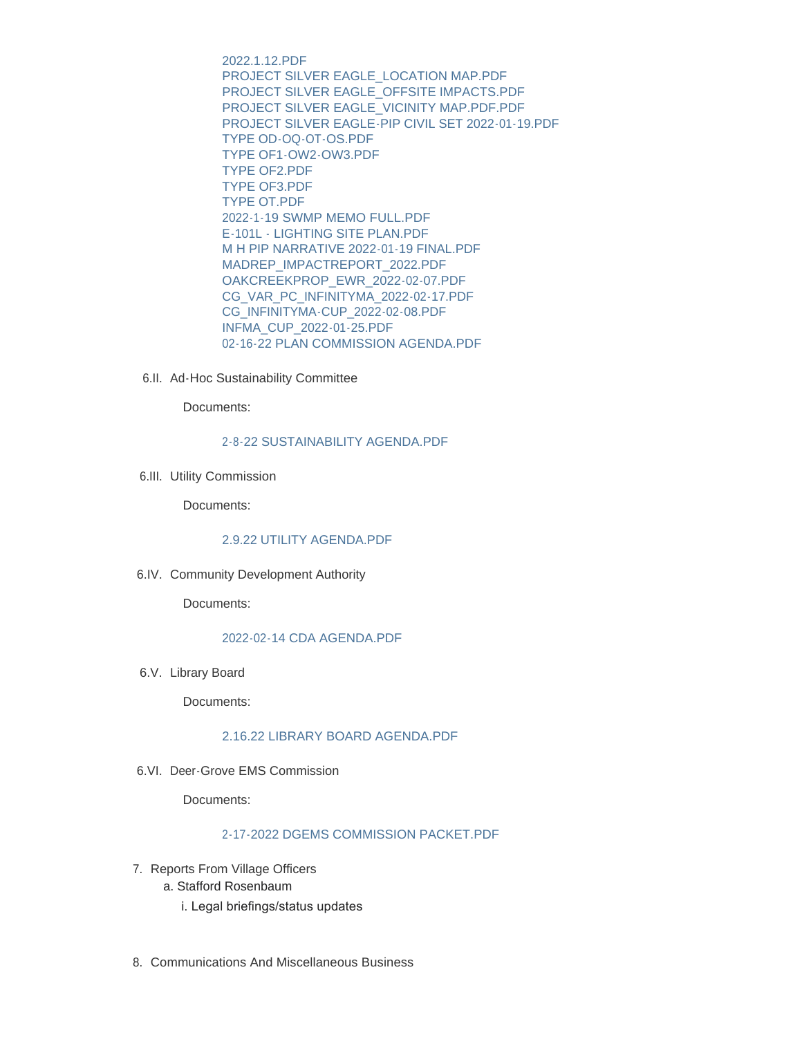2022.1.12.PDF
PROJECT SILVER EAGLE_LOCATION MAP.PDF
PROJECT SILVER EAGLE_OFFSITE IMPACTS.PDF
PROJECT SILVER EAGLE_VICINITY MAP.PDF.PDF
PROJECT SILVER EAGLE-PIP CIVIL SET 2022-01-19.PDF
TYPE OD-OQ-OT-OS.PDF
TYPE OF1-OW2-OW3.PDF
TYPE OF2.PDF
TYPE OF3.PDF
TYPE OT.PDF
2022-1-19 SWMP MEMO FULL.PDF
E-101L - LIGHTING SITE PLAN.PDF
M H PIP NARRATIVE 2022-01-19 FINAL.PDF
MADREP_IMPACTREPORT_2022.PDF
OAKCREEKPROP_EWR_2022-02-07.PDF
CG_VAR_PC_INFINITYMA_2022-02-17.PDF
CG_INFINITYMA-CUP_2022-02-08.PDF
INFMA_CUP_2022-01-25.PDF
02-16-22 PLAN COMMISSION AGENDA.PDF

6.II. Ad-Hoc Sustainability Committee

Documents:

2-8-22 SUSTAINABILITY AGENDA.PDF

6.III. Utility Commission

Documents:

2.9.22 UTILITY AGENDA.PDF

6.IV. Community Development Authority

Documents:

2022-02-14 CDA AGENDA.PDF

6.V. Library Board

Documents:

2.16.22 LIBRARY BOARD AGENDA.PDF

6.VI. Deer-Grove EMS Commission

Documents:

2-17-2022 DGEMS COMMISSION PACKET.PDF

7. Reports From Village Officers
   a. Stafford Rosenbaum
      i. Legal briefings/status updates

8. Communications And Miscellaneous Business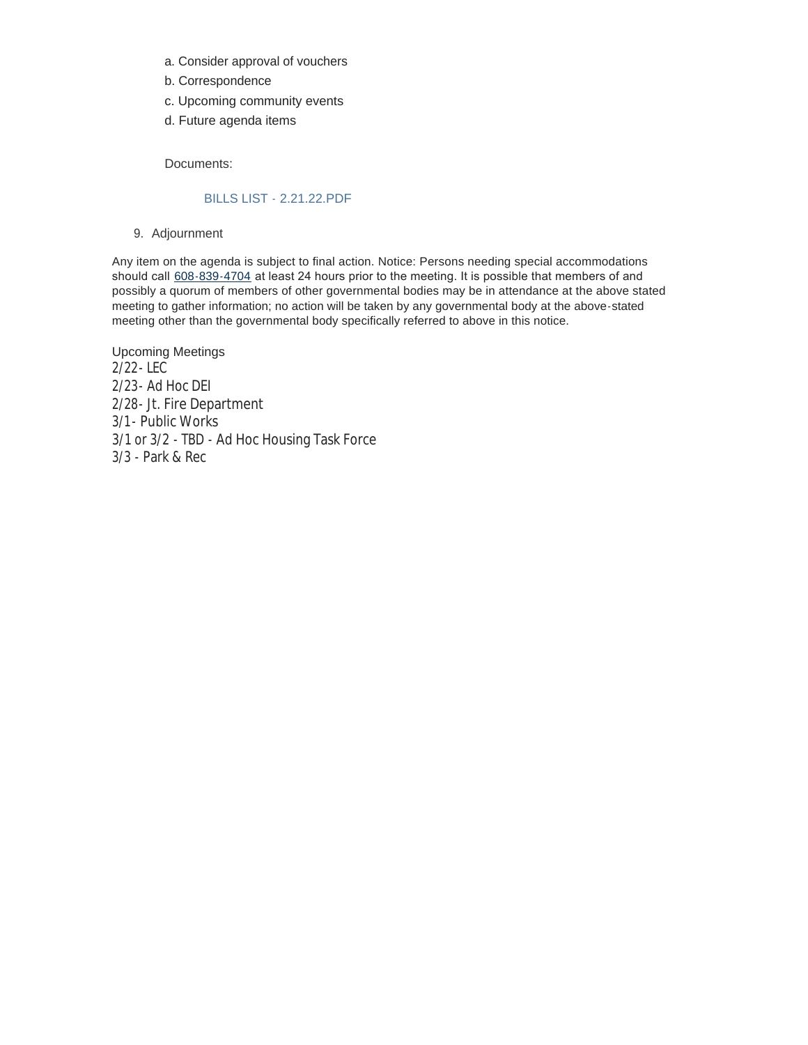a. Consider approval of vouchers
b. Correspondence
c. Upcoming community events
d. Future agenda items

Documents:

BILLS LIST - 2.21.22.PDF

9. Adjournment

Any item on the agenda is subject to final action. Notice: Persons needing special accommodations should call 608-839-4704 at least 24 hours prior to the meeting. It is possible that members of and possibly a quorum of members of other governmental bodies may be in attendance at the above stated meeting to gather information; no action will be taken by any governmental body at the above-stated meeting other than the governmental body specifically referred to above in this notice.

Upcoming Meetings
2/22- LEC
2/23- Ad Hoc DEI
2/28- Jt. Fire Department
3/1- Public Works
3/1 or 3/2 - TBD - Ad Hoc Housing Task Force
3/3 - Park & Rec